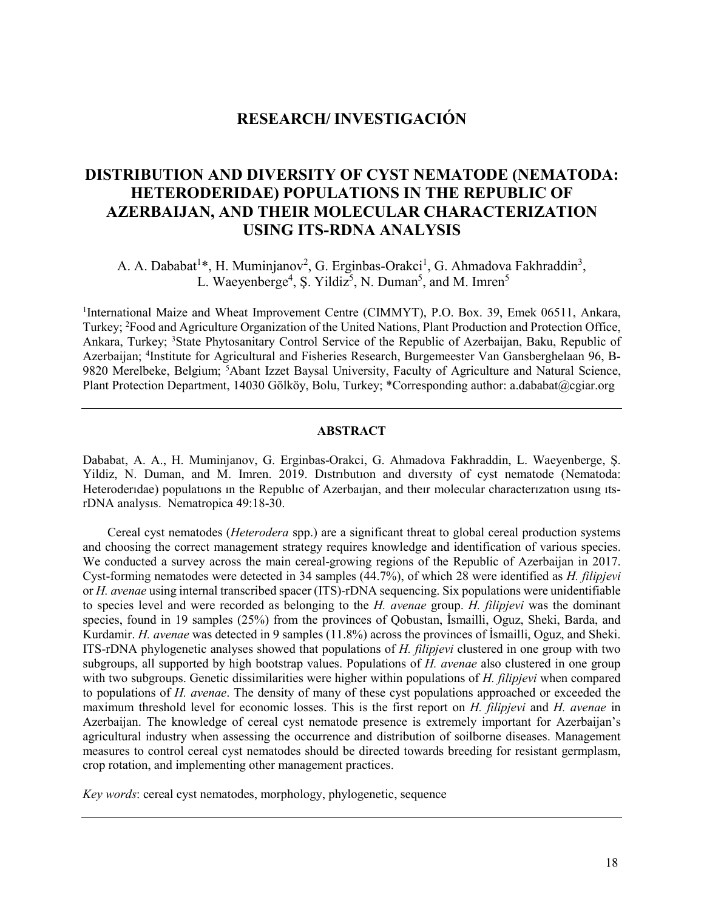## RESEARCH/ INVESTIGACIÓN

# DISTRIBUTION AND DIVERSITY OF CYST NEMATODE (NEMATODA: HETERODERIDAE) POPULATIONS IN THE REPUBLIC OF AZERBAIJAN, AND THEIR MOLECULAR CHARACTERIZATION USING ITS-RDNA ANALYSIS

A. A. Dababat[1]*, H. Muminjanov[2], G. Erginbas-Orakci[1], G. Ahmadova Fakhraddin[3], L. Waeyenberge[4], Ş. Yildiz[5], N. Duman[5], and M. Imren[5]

[1]International Maize and Wheat Improvement Centre (CIMMYT), P.O. Box. 39, Emek 06511, Ankara, Turkey; [2]Food and Agriculture Organization of the United Nations, Plant Production and Protection Office, Ankara, Turkey; [3]State Phytosanitary Control Service of the Republic of Azerbaijan, Baku, Republic of Azerbaijan; [4]Institute for Agricultural and Fisheries Research, Burgemeester Van Gansberghelaan 96, B-9820 Merelbeke, Belgium; [5]Abant Izzet Baysal University, Faculty of Agriculture and Natural Science, Plant Protection Department, 14030 Gölköy, Bolu, Turkey; *Corresponding author: a.dababat@cgiar.org

---

### ABSTRACT

Dababat, A. A., H. Muminjanov, G. Erginbas-Orakci, G. Ahmadova Fakhraddin, L. Waeyenberge, Ş. Yildiz, N. Duman, and M. Imren. 2019. Dıstrıbutıon and dıversıty of cyst nematode (Nematoda: Heterodeгıdae) populatıons ın the Republıc of Azerbaıjan, and theır molecular characterızatıon usıng ıts-rDNA analysıs. Nematropica 49:18-30.

Cereal cyst nematodes (*Heterodera* spp.) are a significant threat to global cereal production systems and choosing the correct management strategy requires knowledge and identification of various species. We conducted a survey across the main cereal-growing regions of the Republic of Azerbaijan in 2017. Cyst-forming nematodes were detected in 34 samples (44.7%), of which 28 were identified as *H. filipjevi* or *H. avenae* using internal transcribed spacer (ITS)-rDNA sequencing. Six populations were unidentifiable to species level and were recorded as belonging to the *H. avenae* group. *H. filipjevi* was the dominant species, found in 19 samples (25%) from the provinces of Qobustan, İsmailli, Oguz, Sheki, Barda, and Kurdamir. *H. avenae* was detected in 9 samples (11.8%) across the provinces of İsmailli, Oguz, and Sheki. ITS-rDNA phylogenetic analyses showed that populations of *H. filipjevi* clustered in one group with two subgroups, all supported by high bootstrap values. Populations of *H. avenae* also clustered in one group with two subgroups. Genetic dissimilarities were higher within populations of *H. filipjevi* when compared to populations of *H. avenae*. The density of many of these cyst populations approached or exceeded the maximum threshold level for economic losses. This is the first report on *H. filipjevi* and *H. avenae* in Azerbaijan. The knowledge of cereal cyst nematode presence is extremely important for Azerbaijan's agricultural industry when assessing the occurrence and distribution of soilborne diseases. Management measures to control cereal cyst nematodes should be directed towards breeding for resistant germplasm, crop rotation, and implementing other management practices.

*Key words*: cereal cyst nematodes, morphology, phylogenetic, sequence

---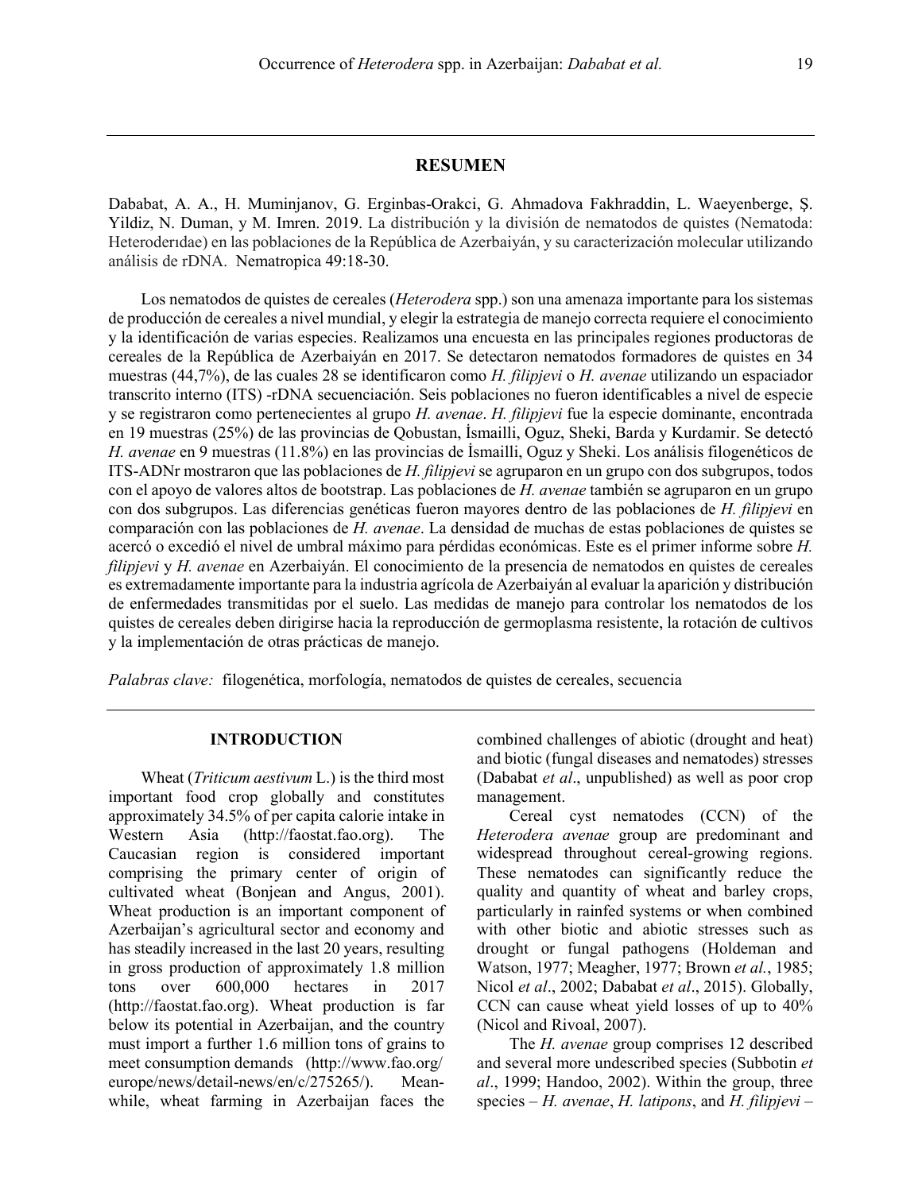## RESUMEN

Dababat, A. A., H. Muminjanov, G. Erginbas-Orakci, G. Ahmadova Fakhraddin, L. Waeyenberge, Ş. Yildiz, N. Duman, y M. Imren. 2019. La distribución y la división de nematodos de quistes (Nematoda: Heteroderıdae) en las poblaciones de la República de Azerbaiyán, y su caracterización molecular utilizando análisis de rDNA. Nematropica 49:18-30.

Los nematodos de quistes de cereales (*Heterodera* spp.) son una amenaza importante para los sistemas de producción de cereales a nivel mundial, y elegir la estrategia de manejo correcta requiere el conocimiento y la identificación de varias especies. Realizamos una encuesta en las principales regiones productoras de cereales de la República de Azerbaiyán en 2017. Se detectaron nematodos formadores de quistes en 34 muestras (44,7%), de las cuales 28 se identificaron como *H. filipjevi* o *H. avenae* utilizando un espaciador transcrito interno (ITS) -rDNA secuenciación. Seis poblaciones no fueron identificables a nivel de especie y se registraron como pertenecientes al grupo *H. avenae*. *H. filipjevi* fue la especie dominante, encontrada en 19 muestras (25%) de las provincias de Qobustan, İsmailli, Oguz, Sheki, Barda y Kurdamir. Se detectó *H. avenae* en 9 muestras (11.8%) en las provincias de İsmailli, Oguz y Sheki. Los análisis filogenéticos de ITS-ADNr mostraron que las poblaciones de *H. filipjevi* se agruparon en un grupo con dos subgrupos, todos con el apoyo de valores altos de bootstrap. Las poblaciones de *H. avenae* también se agruparon en un grupo con dos subgrupos. Las diferencias genéticas fueron mayores dentro de las poblaciones de *H. filipjevi* en comparación con las poblaciones de *H. avenae*. La densidad de muchas de estas poblaciones de quistes se acercó o excedió el nivel de umbral máximo para pérdidas económicas. Este es el primer informe sobre *H. filipjevi* y *H. avenae* en Azerbaiyán. El conocimiento de la presencia de nematodos en quistes de cereales es extremadamente importante para la industria agrícola de Azerbaiyán al evaluar la aparición y distribución de enfermedades transmitidas por el suelo. Las medidas de manejo para controlar los nematodos de los quistes de cereales deben dirigirse hacia la reproducción de germoplasma resistente, la rotación de cultivos y la implementación de otras prácticas de manejo.

*Palabras clave:* filogenética, morfología, nematodos de quistes de cereales, secuencia

## INTRODUCTION

Wheat (*Triticum aestivum* L.) is the third most important food crop globally and constitutes approximately 34.5% of per capita calorie intake in Western Asia (http://faostat.fao.org). The Caucasian region is considered important comprising the primary center of origin of cultivated wheat (Bonjean and Angus, 2001). Wheat production is an important component of Azerbaijan's agricultural sector and economy and has steadily increased in the last 20 years, resulting in gross production of approximately 1.8 million tons over 600,000 hectares in 2017 (http://faostat.fao.org). Wheat production is far below its potential in Azerbaijan, and the country must import a further 1.6 million tons of grains to meet consumption demands (http://www.fao.org/europe/news/detail-news/en/c/275265/). Meanwhile, wheat farming in Azerbaijan faces the combined challenges of abiotic (drought and heat) and biotic (fungal diseases and nematodes) stresses (Dababat *et al*., unpublished) as well as poor crop management.

Cereal cyst nematodes (CCN) of the *Heterodera avenae* group are predominant and widespread throughout cereal-growing regions. These nematodes can significantly reduce the quality and quantity of wheat and barley crops, particularly in rainfed systems or when combined with other biotic and abiotic stresses such as drought or fungal pathogens (Holdeman and Watson, 1977; Meagher, 1977; Brown *et al.*, 1985; Nicol *et al*., 2002; Dababat *et al*., 2015). Globally, CCN can cause wheat yield losses of up to 40% (Nicol and Rivoal, 2007).

The *H. avenae* group comprises 12 described and several more undescribed species (Subbotin *et al*., 1999; Handoo, 2002). Within the group, three species – *H. avenae*, *H. latipons*, and *H. filipjevi* –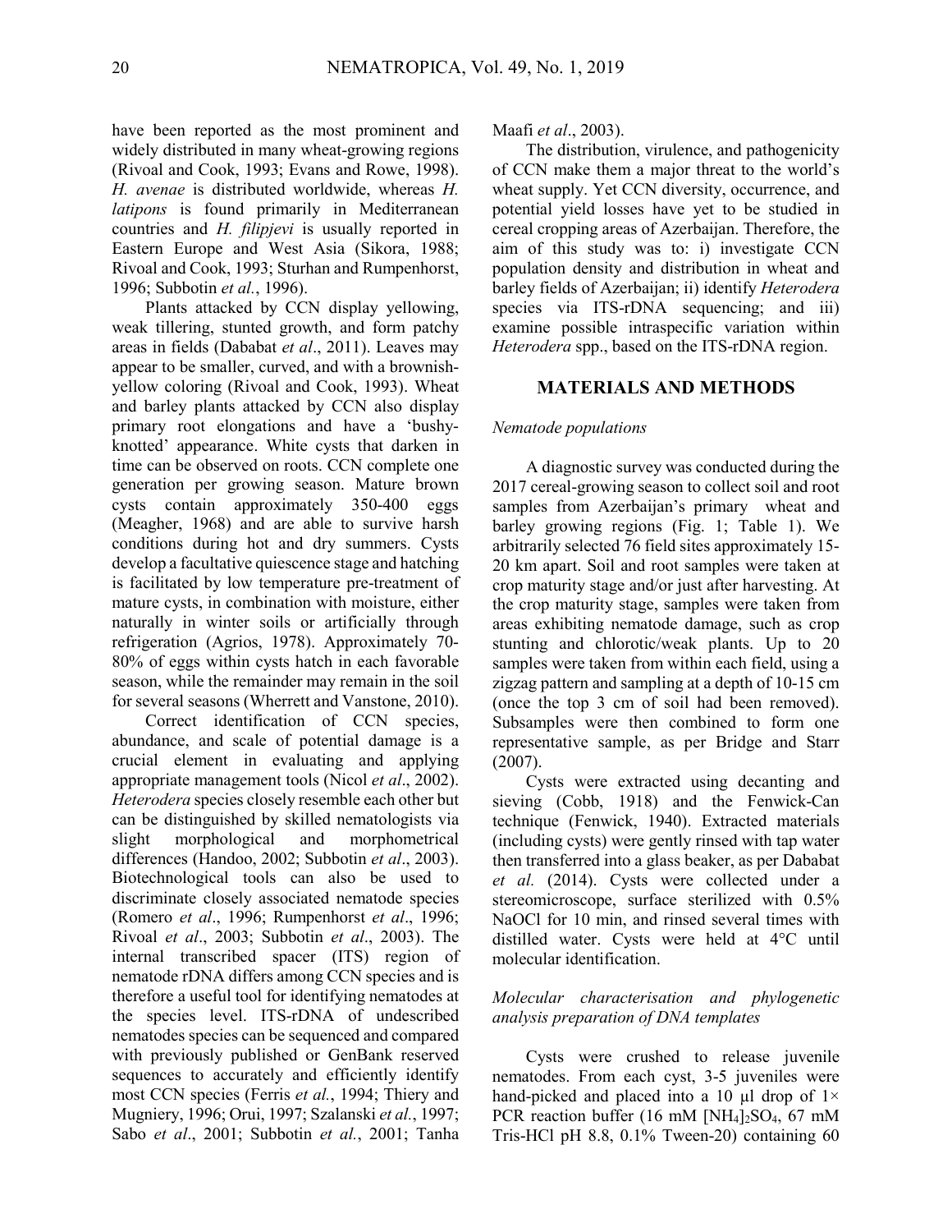have been reported as the most prominent and widely distributed in many wheat-growing regions (Rivoal and Cook, 1993; Evans and Rowe, 1998). *H. avenae* is distributed worldwide, whereas *H. latipons* is found primarily in Mediterranean countries and *H. filipjevi* is usually reported in Eastern Europe and West Asia (Sikora, 1988; Rivoal and Cook, 1993; Sturhan and Rumpenhorst, 1996; Subbotin *et al.*, 1996).

Plants attacked by CCN display yellowing, weak tillering, stunted growth, and form patchy areas in fields (Dababat *et al*., 2011). Leaves may appear to be smaller, curved, and with a brownish-yellow coloring (Rivoal and Cook, 1993). Wheat and barley plants attacked by CCN also display primary root elongations and have a 'bushy-knotted' appearance. White cysts that darken in time can be observed on roots. CCN complete one generation per growing season. Mature brown cysts contain approximately 350-400 eggs (Meagher, 1968) and are able to survive harsh conditions during hot and dry summers. Cysts develop a facultative quiescence stage and hatching is facilitated by low temperature pre-treatment of mature cysts, in combination with moisture, either naturally in winter soils or artificially through refrigeration (Agrios, 1978). Approximately 70-80% of eggs within cysts hatch in each favorable season, while the remainder may remain in the soil for several seasons (Wherrett and Vanstone, 2010).

Correct identification of CCN species, abundance, and scale of potential damage is a crucial element in evaluating and applying appropriate management tools (Nicol *et al*., 2002). *Heterodera* species closely resemble each other but can be distinguished by skilled nematologists via slight morphological and morphometrical differences (Handoo, 2002; Subbotin *et al*., 2003). Biotechnological tools can also be used to discriminate closely associated nematode species (Romero *et al*., 1996; Rumpenhorst *et al*., 1996; Rivoal *et al*., 2003; Subbotin *et al*., 2003). The internal transcribed spacer (ITS) region of nematode rDNA differs among CCN species and is therefore a useful tool for identifying nematodes at the species level. ITS-rDNA of undescribed nematodes species can be sequenced and compared with previously published or GenBank reserved sequences to accurately and efficiently identify most CCN species (Ferris *et al.*, 1994; Thiery and Mugniery, 1996; Orui, 1997; Szalanski *et al.*, 1997; Sabo *et al*., 2001; Subbotin *et al.*, 2001; Tanha Maafi *et al*., 2003).

The distribution, virulence, and pathogenicity of CCN make them a major threat to the world's wheat supply. Yet CCN diversity, occurrence, and potential yield losses have yet to be studied in cereal cropping areas of Azerbaijan. Therefore, the aim of this study was to: i) investigate CCN population density and distribution in wheat and barley fields of Azerbaijan; ii) identify *Heterodera* species via ITS-rDNA sequencing; and iii) examine possible intraspecific variation within *Heterodera* spp., based on the ITS-rDNA region.

## MATERIALS AND METHODS

### *Nematode populations*

A diagnostic survey was conducted during the 2017 cereal-growing season to collect soil and root samples from Azerbaijan's primary wheat and barley growing regions (Fig. 1; Table 1). We arbitrarily selected 76 field sites approximately 15-20 km apart. Soil and root samples were taken at crop maturity stage and/or just after harvesting. At the crop maturity stage, samples were taken from areas exhibiting nematode damage, such as crop stunting and chlorotic/weak plants. Up to 20 samples were taken from within each field, using a zigzag pattern and sampling at a depth of 10-15 cm (once the top 3 cm of soil had been removed). Subsamples were then combined to form one representative sample, as per Bridge and Starr (2007).

Cysts were extracted using decanting and sieving (Cobb, 1918) and the Fenwick-Can technique (Fenwick, 1940). Extracted materials (including cysts) were gently rinsed with tap water then transferred into a glass beaker, as per Dababat *et al.* (2014). Cysts were collected under a stereomicroscope, surface sterilized with 0.5% NaOCl for 10 min, and rinsed several times with distilled water. Cysts were held at 4°C until molecular identification.

### *Molecular characterisation and phylogenetic analysis preparation of DNA templates*

Cysts were crushed to release juvenile nematodes. From each cyst, 3-5 juveniles were hand-picked and placed into a 10 µl drop of 1× PCR reaction buffer (16 mM $[NH_4]_2SO_4$, 67 mM Tris-HCl pH 8.8, 0.1% Tween-20) containing 60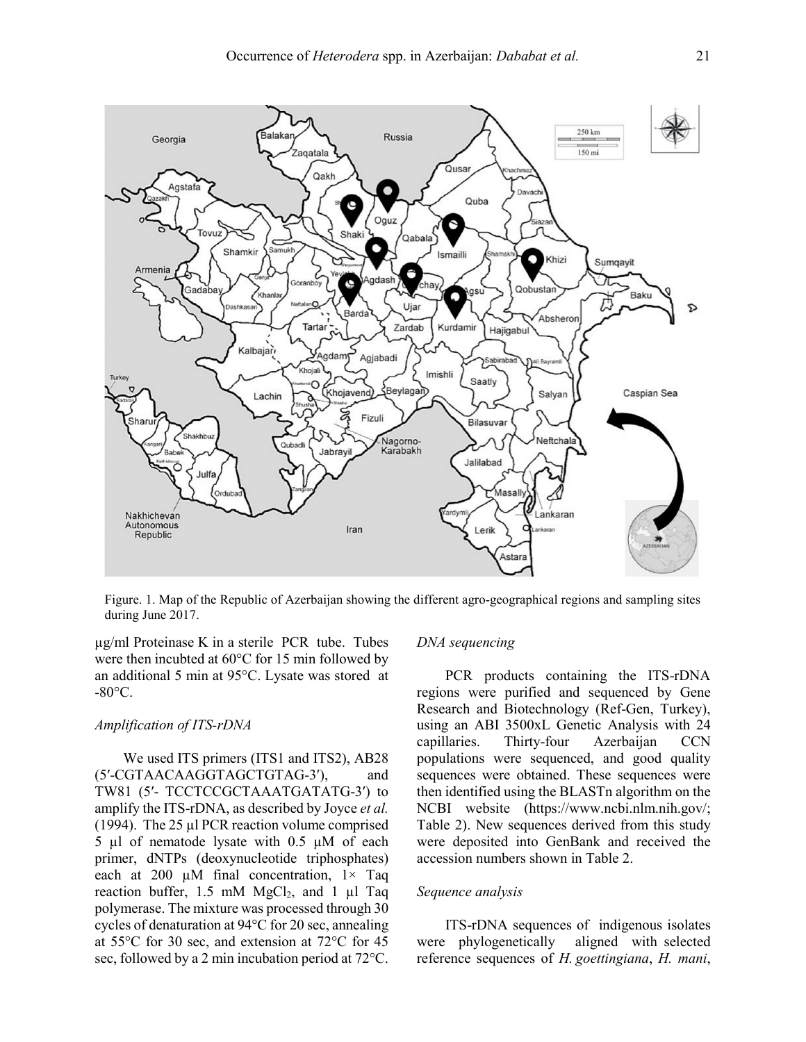Figure. 1. Map of the Republic of Azerbaijan showing the different agro-geographical regions and sampling sites during June 2017.

µg/ml Proteinase K in a sterile PCR tube. Tubes were then incubted at 60°C for 15 min followed by an additional 5 min at 95°C. Lysate was stored at -80°C.

### *Amplification of ITS-rDNA*

We used ITS primers (ITS1 and ITS2), AB28 (5′-CGTAACAAGGTAGCTGTAG-3′), and TW81 (5′- TCCTCCGCTAAATGATATG-3′) to amplify the ITS-rDNA, as described by Joyce *et al.* (1994). The 25 µl PCR reaction volume comprised 5 µl of nematode lysate with 0.5 µM of each primer, dNTPs (deoxynucleotide triphosphates) each at 200 µM final concentration, 1× Taq reaction buffer, 1.5 mM $MgCl_2$, and 1 µl Taq polymerase. The mixture was processed through 30 cycles of denaturation at 94°C for 20 sec, annealing at 55°C for 30 sec, and extension at 72°C for 45 sec, followed by a 2 min incubation period at 72°C.

### *DNA sequencing*

PCR products containing the ITS-rDNA regions were purified and sequenced by Gene Research and Biotechnology (Ref-Gen, Turkey), using an ABI 3500xL Genetic Analysis with 24 capillaries. Thirty-four Azerbaijan CCN populations were sequenced, and good quality sequences were obtained. These sequences were then identified using the BLASTn algorithm on the NCBI website (https://www.ncbi.nlm.nih.gov/; Table 2). New sequences derived from this study were deposited into GenBank and received the accession numbers shown in Table 2.

### *Sequence analysis*

ITS-rDNA sequences of indigenous isolates were phylogenetically aligned with selected reference sequences of *H. goettingiana*, *H. mani*,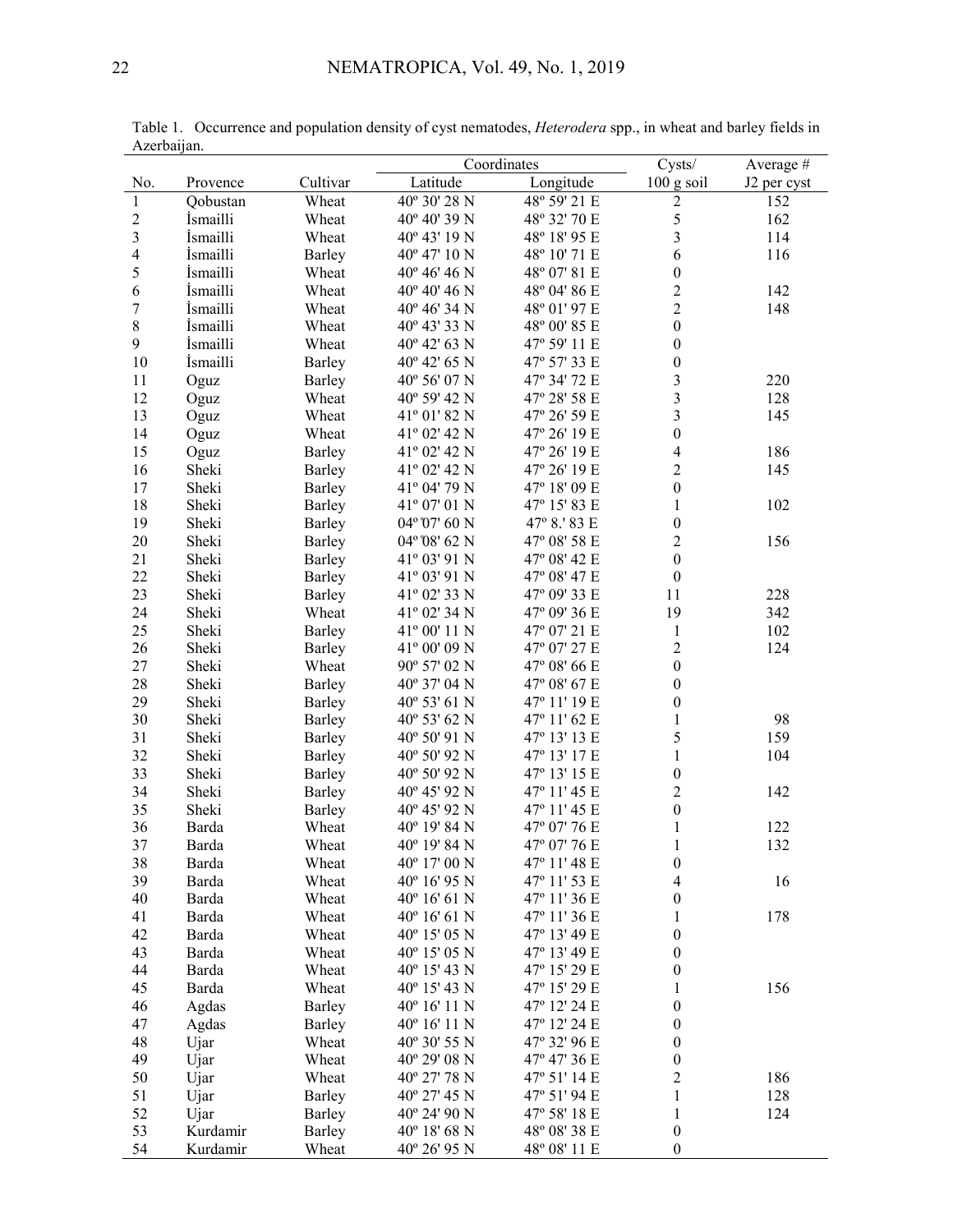Table 1. Occurrence and population density of cyst nematodes, *Heterodera* spp., in wheat and barley fields in Azerbaijan.

| No. | Provence | Cultivar | Coordinates | | Cysts/ | Average # |
|---|---|---|---|---|---|---|
| | | | Latitude | Longitude | 100 g soil | J2 per cyst |
| 1 | Qobustan | Wheat | 40º 30' 28 N | 48º 59' 21 E | 2 | 152 |
| 2 | İsmailli | Wheat | 40º 40' 39 N | 48º 32' 70 E | 5 | 162 |
| 3 | İsmailli | Wheat | 40º 43' 19 N | 48º 18' 95 E | 3 | 114 |
| 4 | İsmailli | Barley | 40º 47' 10 N | 48º 10' 71 E | 6 | 116 |
| 5 | İsmailli | Wheat | 40º 46' 46 N | 48º 07' 81 E | 0 | |
| 6 | İsmailli | Wheat | 40º 40' 46 N | 48º 04' 86 E | 2 | 142 |
| 7 | İsmailli | Wheat | 40º 46' 34 N | 48º 01' 97 E | 2 | 148 |
| 8 | İsmailli | Wheat | 40º 43' 33 N | 48º 00' 85 E | 0 | |
| 9 | İsmailli | Wheat | 40º 42' 63 N | 47º 59' 11 E | 0 | |
| 10 | İsmailli | Barley | 40º 42' 65 N | 47º 57' 33 E | 0 | |
| 11 | Oguz | Barley | 40º 56' 07 N | 47º 34' 72 E | 3 | 220 |
| 12 | Oguz | Wheat | 40º 59' 42 N | 47º 28' 58 E | 3 | 128 |
| 13 | Oguz | Wheat | 41º 01' 82 N | 47º 26' 59 E | 3 | 145 |
| 14 | Oguz | Wheat | 41º 02' 42 N | 47º 26' 19 E | 0 | |
| 15 | Oguz | Barley | 41º 02' 42 N | 47º 26' 19 E | 4 | 186 |
| 16 | Sheki | Barley | 41º 02' 42 N | 47º 26' 19 E | 2 | 145 |
| 17 | Sheki | Barley | 41º 04' 79 N | 47º 18' 09 E | 0 | |
| 18 | Sheki | Barley | 41º 07' 01 N | 47º 15' 83 E | 1 | 102 |
| 19 | Sheki | Barley | 04º 07' 60 N | 47º 8.' 83 E | 0 | |
| 20 | Sheki | Barley | 04º 08' 62 N | 47º 08' 58 E | 2 | 156 |
| 21 | Sheki | Barley | 41º 03' 91 N | 47º 08' 42 E | 0 | |
| 22 | Sheki | Barley | 41º 03' 91 N | 47º 08' 47 E | 0 | |
| 23 | Sheki | Barley | 41º 02' 33 N | 47º 09' 33 E | 11 | 228 |
| 24 | Sheki | Wheat | 41º 02' 34 N | 47º 09' 36 E | 19 | 342 |
| 25 | Sheki | Barley | 41º 00' 11 N | 47º 07' 21 E | 1 | 102 |
| 26 | Sheki | Barley | 41º 00' 09 N | 47º 07' 27 E | 2 | 124 |
| 27 | Sheki | Wheat | 90º 57' 02 N | 47º 08' 66 E | 0 | |
| 28 | Sheki | Barley | 40º 37' 04 N | 47º 08' 67 E | 0 | |
| 29 | Sheki | Barley | 40º 53' 61 N | 47º 11' 19 E | 0 | |
| 30 | Sheki | Barley | 40º 53' 62 N | 47º 11' 62 E | 1 | 98 |
| 31 | Sheki | Barley | 40º 50' 91 N | 47º 13' 13 E | 5 | 159 |
| 32 | Sheki | Barley | 40º 50' 92 N | 47º 13' 17 E | 1 | 104 |
| 33 | Sheki | Barley | 40º 50' 92 N | 47º 13' 15 E | 0 | |
| 34 | Sheki | Barley | 40º 45' 92 N | 47º 11' 45 E | 2 | 142 |
| 35 | Sheki | Barley | 40º 45' 92 N | 47º 11' 45 E | 0 | |
| 36 | Barda | Wheat | 40º 19' 84 N | 47º 07' 76 E | 1 | 122 |
| 37 | Barda | Wheat | 40º 19' 84 N | 47º 07' 76 E | 1 | 132 |
| 38 | Barda | Wheat | 40º 17' 00 N | 47º 11' 48 E | 0 | |
| 39 | Barda | Wheat | 40º 16' 95 N | 47º 11' 53 E | 4 | 16 |
| 40 | Barda | Wheat | 40º 16' 61 N | 47º 11' 36 E | 0 | |
| 41 | Barda | Wheat | 40º 16' 61 N | 47º 11' 36 E | 1 | 178 |
| 42 | Barda | Wheat | 40º 15' 05 N | 47º 13' 49 E | 0 | |
| 43 | Barda | Wheat | 40º 15' 05 N | 47º 13' 49 E | 0 | |
| 44 | Barda | Wheat | 40º 15' 43 N | 47º 15' 29 E | 0 | |
| 45 | Barda | Wheat | 40º 15' 43 N | 47º 15' 29 E | 1 | 156 |
| 46 | Agdas | Barley | 40º 16' 11 N | 47º 12' 24 E | 0 | |
| 47 | Agdas | Barley | 40º 16' 11 N | 47º 12' 24 E | 0 | |
| 48 | Ujar | Wheat | 40º 30' 55 N | 47º 32' 96 E | 0 | |
| 49 | Ujar | Wheat | 40º 29' 08 N | 47º 47' 36 E | 0 | |
| 50 | Ujar | Wheat | 40º 27' 78 N | 47º 51' 14 E | 2 | 186 |
| 51 | Ujar | Barley | 40º 27' 45 N | 47º 51' 94 E | 1 | 128 |
| 52 | Ujar | Barley | 40º 24' 90 N | 47º 58' 18 E | 1 | 124 |
| 53 | Kurdamir | Barley | 40º 18' 68 N | 48º 08' 38 E | 0 | |
| 54 | Kurdamir | Wheat | 40º 26' 95 N | 48º 08' 11 E | 0 | |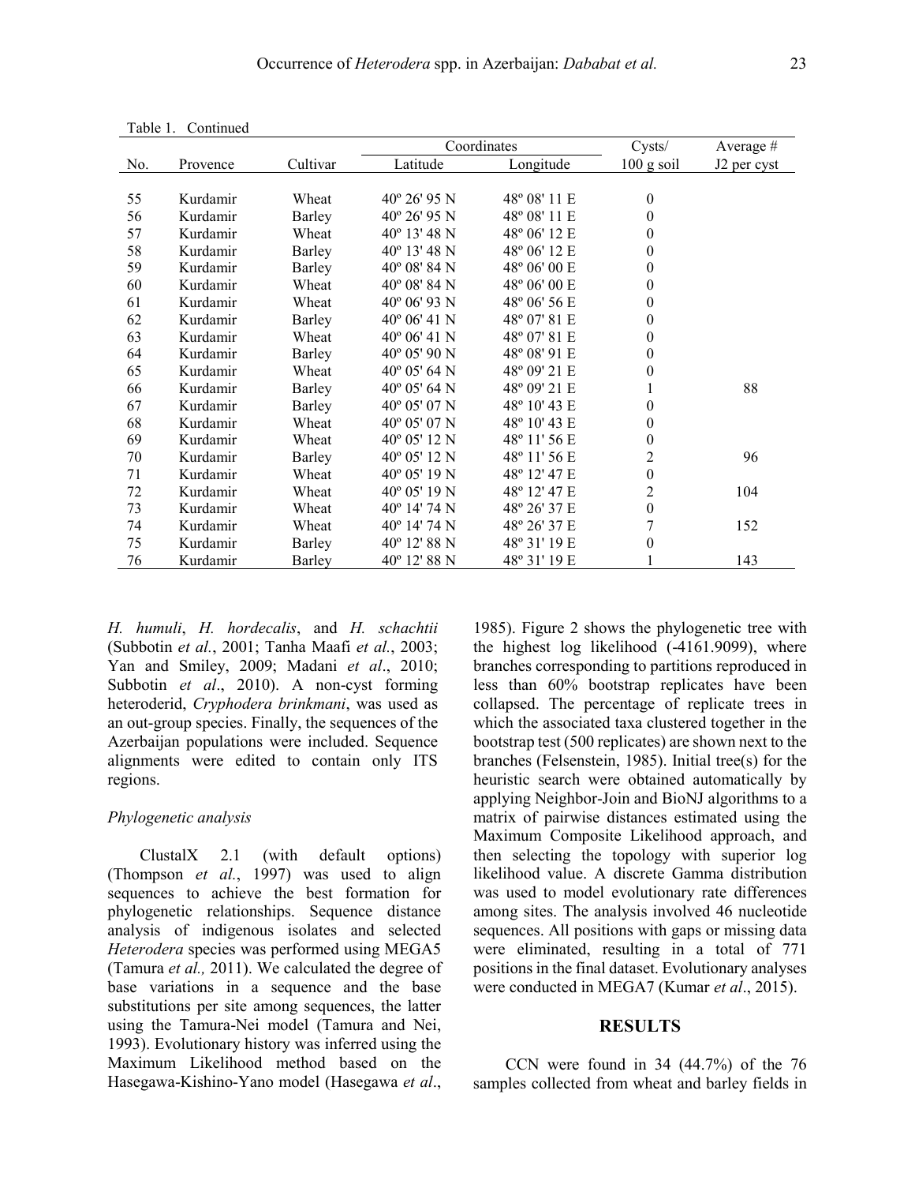Table 1. Continued

| No. | Provence | Cultivar | Coordinates | | Cysts/ | Average # |
|---|---|---|---|---|---|---|
| | | | Latitude | Longitude | 100 g soil | J2 per cyst |
| 55 | Kurdamir | Wheat | 40º 26' 95 N | 48º 08' 11 E | 0 | |
| 56 | Kurdamir | Barley | 40º 26' 95 N | 48º 08' 11 E | 0 | |
| 57 | Kurdamir | Wheat | 40º 13' 48 N | 48º 06' 12 E | 0 | |
| 58 | Kurdamir | Barley | 40º 13' 48 N | 48º 06' 12 E | 0 | |
| 59 | Kurdamir | Barley | 40º 08' 84 N | 48º 06' 00 E | 0 | |
| 60 | Kurdamir | Wheat | 40º 08' 84 N | 48º 06' 00 E | 0 | |
| 61 | Kurdamir | Wheat | 40º 06' 93 N | 48º 06' 56 E | 0 | |
| 62 | Kurdamir | Barley | 40º 06' 41 N | 48º 07' 81 E | 0 | |
| 63 | Kurdamir | Wheat | 40º 06' 41 N | 48º 07' 81 E | 0 | |
| 64 | Kurdamir | Barley | 40º 05' 90 N | 48º 08' 91 E | 0 | |
| 65 | Kurdamir | Wheat | 40º 05' 64 N | 48º 09' 21 E | 0 | |
| 66 | Kurdamir | Barley | 40º 05' 64 N | 48º 09' 21 E | 1 | 88 |
| 67 | Kurdamir | Barley | 40º 05' 07 N | 48º 10' 43 E | 0 | |
| 68 | Kurdamir | Wheat | 40º 05' 07 N | 48º 10' 43 E | 0 | |
| 69 | Kurdamir | Wheat | 40º 05' 12 N | 48º 11' 56 E | 0 | |
| 70 | Kurdamir | Barley | 40º 05' 12 N | 48º 11' 56 E | 2 | 96 |
| 71 | Kurdamir | Wheat | 40º 05' 19 N | 48º 12' 47 E | 0 | |
| 72 | Kurdamir | Wheat | 40º 05' 19 N | 48º 12' 47 E | 2 | 104 |
| 73 | Kurdamir | Wheat | 40º 14' 74 N | 48º 26' 37 E | 0 | |
| 74 | Kurdamir | Wheat | 40º 14' 74 N | 48º 26' 37 E | 7 | 152 |
| 75 | Kurdamir | Barley | 40º 12' 88 N | 48º 31' 19 E | 0 | |
| 76 | Kurdamir | Barley | 40º 12' 88 N | 48º 31' 19 E | 1 | 143 |

*H. humuli*, *H. hordecalis*, and *H. schachtii* (Subbotin *et al.*, 2001; Tanha Maafi *et al.*, 2003; Yan and Smiley, 2009; Madani *et al*., 2010; Subbotin *et al*., 2010). A non-cyst forming heteroderid, *Cryphodera brinkmani*, was used as an out-group species. Finally, the sequences of the Azerbaijan populations were included. Sequence alignments were edited to contain only ITS regions.

*Phylogenetic analysis*

ClustalX 2.1 (with default options) (Thompson *et al.*, 1997) was used to align sequences to achieve the best formation for phylogenetic relationships. Sequence distance analysis of indigenous isolates and selected *Heterodera* species was performed using MEGA5 (Tamura *et al.,* 2011). We calculated the degree of base variations in a sequence and the base substitutions per site among sequences, the latter using the Tamura-Nei model (Tamura and Nei, 1993). Evolutionary history was inferred using the Maximum Likelihood method based on the Hasegawa-Kishino-Yano model (Hasegawa *et al*., 1985). Figure 2 shows the phylogenetic tree with the highest log likelihood (-4161.9099), where branches corresponding to partitions reproduced in less than 60% bootstrap replicates have been collapsed. The percentage of replicate trees in which the associated taxa clustered together in the bootstrap test (500 replicates) are shown next to the branches (Felsenstein, 1985). Initial tree(s) for the heuristic search were obtained automatically by applying Neighbor-Join and BioNJ algorithms to a matrix of pairwise distances estimated using the Maximum Composite Likelihood approach, and then selecting the topology with superior log likelihood value. A discrete Gamma distribution was used to model evolutionary rate differences among sites. The analysis involved 46 nucleotide sequences. All positions with gaps or missing data were eliminated, resulting in a total of 771 positions in the final dataset. Evolutionary analyses were conducted in MEGA7 (Kumar *et al*., 2015).

## RESULTS

CCN were found in 34 (44.7%) of the 76 samples collected from wheat and barley fields in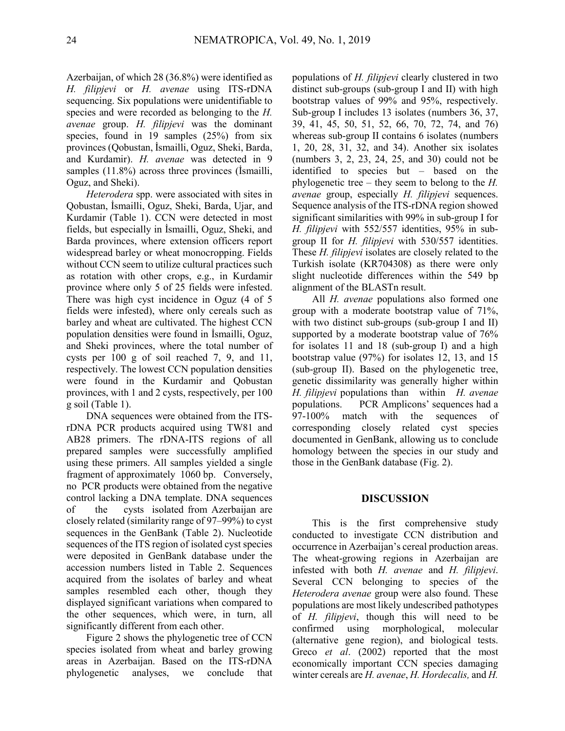Azerbaijan, of which 28 (36.8%) were identified as *H. filipjevi* or *H. avenae* using ITS-rDNA sequencing. Six populations were unidentifiable to species and were recorded as belonging to the *H. avenae* group. *H. filipjevi* was the dominant species, found in 19 samples (25%) from six provinces (Qobustan, İsmailli, Oguz, Sheki, Barda, and Kurdamir). *H. avenae* was detected in 9 samples (11.8%) across three provinces (İsmailli, Oguz, and Sheki).

*Heterodera* spp. were associated with sites in Qobustan, İsmailli, Oguz, Sheki, Barda, Ujar, and Kurdamir (Table 1). CCN were detected in most fields, but especially in İsmailli, Oguz, Sheki, and Barda provinces, where extension officers report widespread barley or wheat monocropping. Fields without CCN seem to utilize cultural practices such as rotation with other crops, e.g., in Kurdamir province where only 5 of 25 fields were infested. There was high cyst incidence in Oguz (4 of 5 fields were infested), where only cereals such as barley and wheat are cultivated. The highest CCN population densities were found in İsmailli, Oguz, and Sheki provinces, where the total number of cysts per 100 g of soil reached 7, 9, and 11, respectively. The lowest CCN population densities were found in the Kurdamir and Qobustan provinces, with 1 and 2 cysts, respectively, per 100 g soil (Table 1).

DNA sequences were obtained from the ITS-rDNA PCR products acquired using TW81 and AB28 primers. The rDNA-ITS regions of all prepared samples were successfully amplified using these primers. All samples yielded a single fragment of approximately 1060 bp. Conversely, no PCR products were obtained from the negative control lacking a DNA template. DNA sequences of the cysts isolated from Azerbaijan are closely related (similarity range of 97–99%) to cyst sequences in the GenBank (Table 2). Nucleotide sequences of the ITS region of isolated cyst species were deposited in GenBank database under the accession numbers listed in Table 2. Sequences acquired from the isolates of barley and wheat samples resembled each other, though they displayed significant variations when compared to the other sequences, which were, in turn, all significantly different from each other.

Figure 2 shows the phylogenetic tree of CCN species isolated from wheat and barley growing areas in Azerbaijan. Based on the ITS-rDNA phylogenetic analyses, we conclude that populations of *H. filipjevi* clearly clustered in two distinct sub-groups (sub-group I and II) with high bootstrap values of 99% and 95%, respectively. Sub-group I includes 13 isolates (numbers 36, 37, 39, 41, 45, 50, 51, 52, 66, 70, 72, 74, and 76) whereas sub-group II contains 6 isolates (numbers 1, 20, 28, 31, 32, and 34). Another six isolates (numbers 3, 2, 23, 24, 25, and 30) could not be identified to species but – based on the phylogenetic tree – they seem to belong to the *H. avenae* group, especially *H. filipjevi* sequences. Sequence analysis of the ITS-rDNA region showed significant similarities with 99% in sub-group I for *H. filipjevi* with 552/557 identities, 95% in sub-group II for *H. filipjevi* with 530/557 identities. These *H. filipjevi* isolates are closely related to the Turkish isolate (KR704308) as there were only slight nucleotide differences within the 549 bp alignment of the BLASTn result.

All *H. avenae* populations also formed one group with a moderate bootstrap value of 71%, with two distinct sub-groups (sub-group I and II) supported by a moderate bootstrap value of 76% for isolates 11 and 18 (sub-group I) and a high bootstrap value (97%) for isolates 12, 13, and 15 (sub-group II). Based on the phylogenetic tree, genetic dissimilarity was generally higher within *H. filipjevi* populations than within *H. avenae* populations. PCR Amplicons' sequences had a 97-100% match with the sequences of corresponding closely related cyst species documented in GenBank, allowing us to conclude homology between the species in our study and those in the GenBank database (Fig. 2).

## DISCUSSION

This is the first comprehensive study conducted to investigate CCN distribution and occurrence in Azerbaijan's cereal production areas. The wheat-growing regions in Azerbaijan are infested with both *H. avenae* and *H. filipjevi*. Several CCN belonging to species of the *Heterodera avenae* group were also found. These populations are most likely undescribed pathotypes of *H. filipjevi*, though this will need to be confirmed using morphological, molecular (alternative gene region), and biological tests. Greco *et al*. (2002) reported that the most economically important CCN species damaging winter cereals are *H. avenae*, *H. Hordecalis,* and *H.*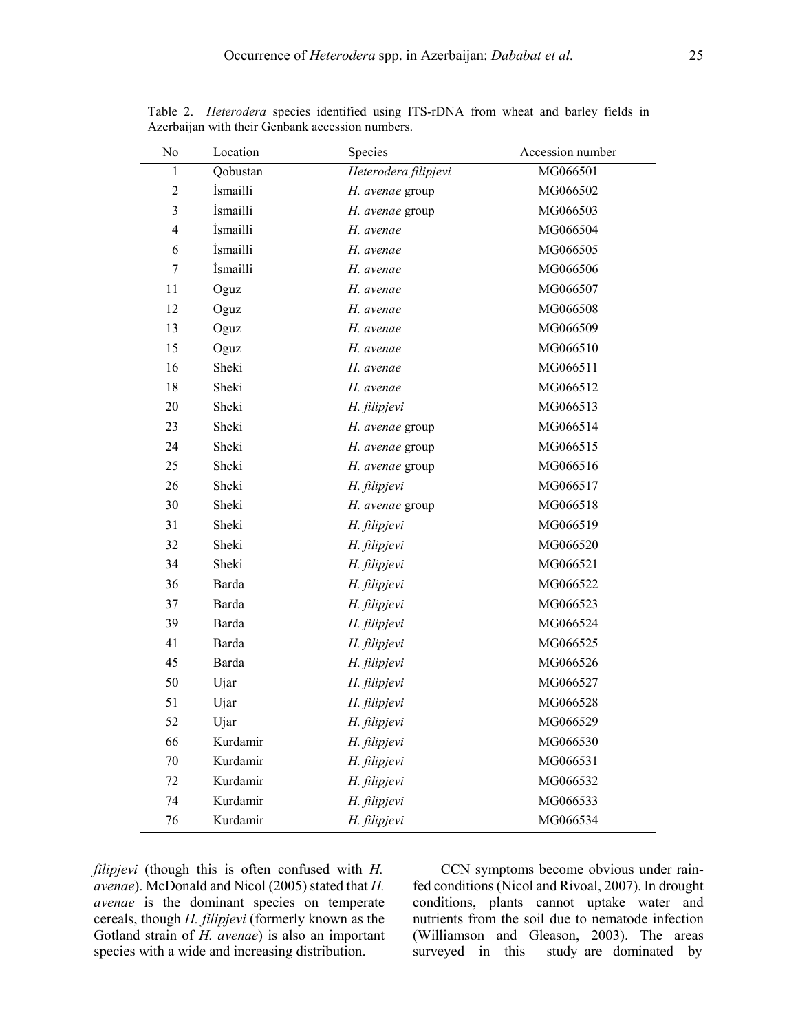Table 2. *Heterodera* species identified using ITS-rDNA from wheat and barley fields in Azerbaijan with their Genbank accession numbers.

| No | Location | Species | Accession number |
|---|---|---|---|
| 1 | Qobustan | *Heterodera filipjevi* | MG066501 |
| 2 | İsmailli | *H. avenae* group | MG066502 |
| 3 | İsmailli | *H. avenae* group | MG066503 |
| 4 | İsmailli | *H. avenae* | MG066504 |
| 6 | İsmailli | *H. avenae* | MG066505 |
| 7 | İsmailli | *H. avenae* | MG066506 |
| 11 | Oguz | *H. avenae* | MG066507 |
| 12 | Oguz | *H. avenae* | MG066508 |
| 13 | Oguz | *H. avenae* | MG066509 |
| 15 | Oguz | *H. avenae* | MG066510 |
| 16 | Sheki | *H. avenae* | MG066511 |
| 18 | Sheki | *H. avenae* | MG066512 |
| 20 | Sheki | *H. filipjevi* | MG066513 |
| 23 | Sheki | *H. avenae* group | MG066514 |
| 24 | Sheki | *H. avenae* group | MG066515 |
| 25 | Sheki | *H. avenae* group | MG066516 |
| 26 | Sheki | *H. filipjevi* | MG066517 |
| 30 | Sheki | *H. avenae* group | MG066518 |
| 31 | Sheki | *H. filipjevi* | MG066519 |
| 32 | Sheki | *H. filipjevi* | MG066520 |
| 34 | Sheki | *H. filipjevi* | MG066521 |
| 36 | Barda | *H. filipjevi* | MG066522 |
| 37 | Barda | *H. filipjevi* | MG066523 |
| 39 | Barda | *H. filipjevi* | MG066524 |
| 41 | Barda | *H. filipjevi* | MG066525 |
| 45 | Barda | *H. filipjevi* | MG066526 |
| 50 | Ujar | *H. filipjevi* | MG066527 |
| 51 | Ujar | *H. filipjevi* | MG066528 |
| 52 | Ujar | *H. filipjevi* | MG066529 |
| 66 | Kurdamir | *H. filipjevi* | MG066530 |
| 70 | Kurdamir | *H. filipjevi* | MG066531 |
| 72 | Kurdamir | *H. filipjevi* | MG066532 |
| 74 | Kurdamir | *H. filipjevi* | MG066533 |
| 76 | Kurdamir | *H. filipjevi* | MG066534 |

*filipjevi* (though this is often confused with *H. avenae*). McDonald and Nicol (2005) stated that *H. avenae* is the dominant species on temperate cereals, though *H. filipjevi* (formerly known as the Gotland strain of *H. avenae*) is also an important species with a wide and increasing distribution.

CCN symptoms become obvious under rain-fed conditions (Nicol and Rivoal, 2007). In drought conditions, plants cannot uptake water and nutrients from the soil due to nematode infection (Williamson and Gleason, 2003). The areas surveyed in this study are dominated by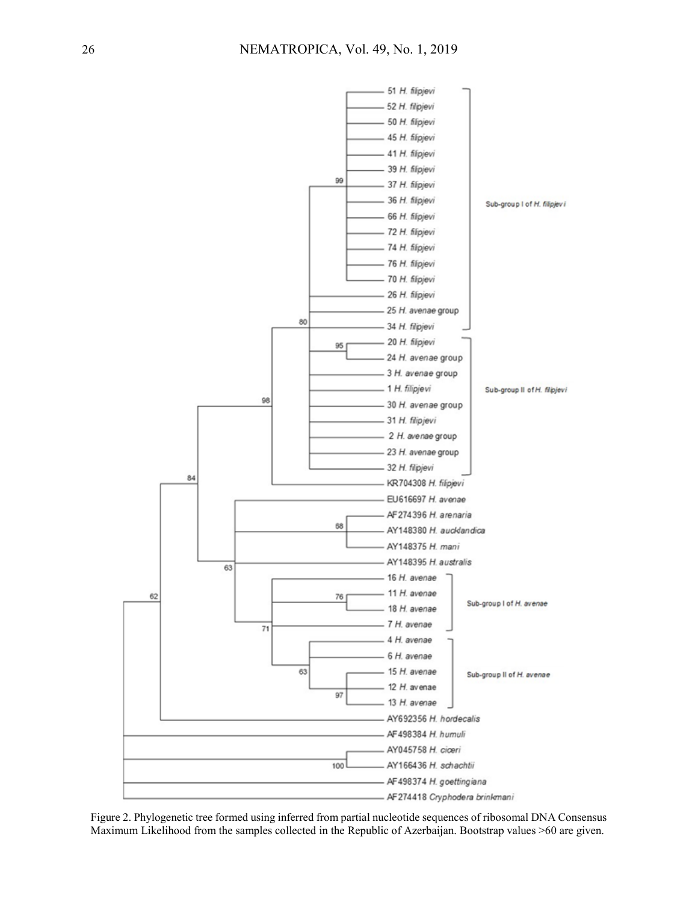Figure 2. Phylogenetic tree formed using inferred from partial nucleotide sequences of ribosomal DNA Consensus Maximum Likelihood from the samples collected in the Republic of Azerbaijan. Bootstrap values >60 are given.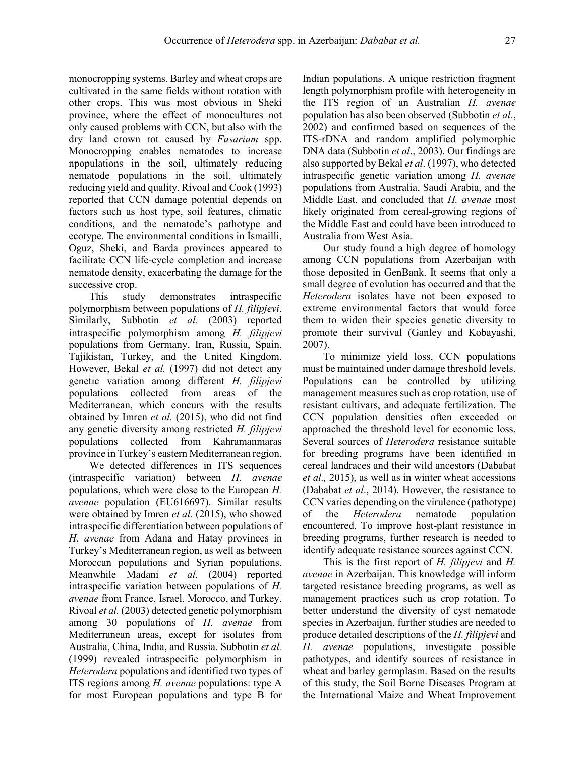monocropping systems. Barley and wheat crops are cultivated in the same fields without rotation with other crops. This was most obvious in Sheki province, where the effect of monocultures not only caused problems with CCN, but also with the dry land crown rot caused by *Fusarium* spp. Monocropping enables nematodes to increase npopulations in the soil, ultimately reducing nematode populations in the soil, ultimately reducing yield and quality. Rivoal and Cook (1993) reported that CCN damage potential depends on factors such as host type, soil features, climatic conditions, and the nematode's pathotype and ecotype. The environmental conditions in İsmailli, Oguz, Sheki, and Barda provinces appeared to facilitate CCN life-cycle completion and increase nematode density, exacerbating the damage for the successive crop.

This study demonstrates intraspecific polymorphism between populations of *H. filipjevi*. Similarly, Subbotin *et al.* (2003) reported intraspecific polymorphism among *H. filipjevi* populations from Germany, Iran, Russia, Spain, Tajikistan, Turkey, and the United Kingdom. However, Bekal *et al.* (1997) did not detect any genetic variation among different *H. filipjevi* populations collected from areas of the Mediterranean, which concurs with the results obtained by Imren *et al.* (2015), who did not find any genetic diversity among restricted *H. filipjevi* populations collected from Kahramanmaras province in Turkey's eastern Mediterranean region.

We detected differences in ITS sequences (intraspecific variation) between *H. avenae* populations, which were close to the European *H. avenae* population (EU616697). Similar results were obtained by Imren *et al.* (2015), who showed intraspecific differentiation between populations of *H. avenae* from Adana and Hatay provinces in Turkey's Mediterranean region, as well as between Moroccan populations and Syrian populations. Meanwhile Madani *et al.* (2004) reported intraspecific variation between populations of *H. avenae* from France, Israel, Morocco, and Turkey. Rivoal *et al.* (2003) detected genetic polymorphism among 30 populations of *H. avenae* from Mediterranean areas, except for isolates from Australia, China, India, and Russia. Subbotin *et al.* (1999) revealed intraspecific polymorphism in *Heterodera* populations and identified two types of ITS regions among *H. avenae* populations: type A for most European populations and type B for Indian populations. A unique restriction fragment length polymorphism profile with heterogeneity in the ITS region of an Australian *H. avenae* population has also been observed (Subbotin *et al*., 2002) and confirmed based on sequences of the ITS-rDNA and random amplified polymorphic DNA data (Subbotin *et al*., 2003). Our findings are also supported by Bekal *et al*. (1997), who detected intraspecific genetic variation among *H. avenae* populations from Australia, Saudi Arabia, and the Middle East, and concluded that *H. avenae* most likely originated from cereal-growing regions of the Middle East and could have been introduced to Australia from West Asia.

Our study found a high degree of homology among CCN populations from Azerbaijan with those deposited in GenBank. It seems that only a small degree of evolution has occurred and that the *Heterodera* isolates have not been exposed to extreme environmental factors that would force them to widen their species genetic diversity to promote their survival (Ganley and Kobayashi, 2007).

To minimize yield loss, CCN populations must be maintained under damage threshold levels. Populations can be controlled by utilizing management measures such as crop rotation, use of resistant cultivars, and adequate fertilization. The CCN population densities often exceeded or approached the threshold level for economic loss. Several sources of *Heterodera* resistance suitable for breeding programs have been identified in cereal landraces and their wild ancestors (Dababat *et al.,* 2015), as well as in winter wheat accessions (Dababat *et al*., 2014). However, the resistance to CCN varies depending on the virulence (pathotype) of the *Heterodera* nematode population encountered. To improve host-plant resistance in breeding programs, further research is needed to identify adequate resistance sources against CCN.

This is the first report of *H. filipjevi* and *H. avenae* in Azerbaijan. This knowledge will inform targeted resistance breeding programs, as well as management practices such as crop rotation. To better understand the diversity of cyst nematode species in Azerbaijan, further studies are needed to produce detailed descriptions of the *H. filipjevi* and *H. avenae* populations, investigate possible pathotypes, and identify sources of resistance in wheat and barley germplasm. Based on the results of this study, the Soil Borne Diseases Program at the International Maize and Wheat Improvement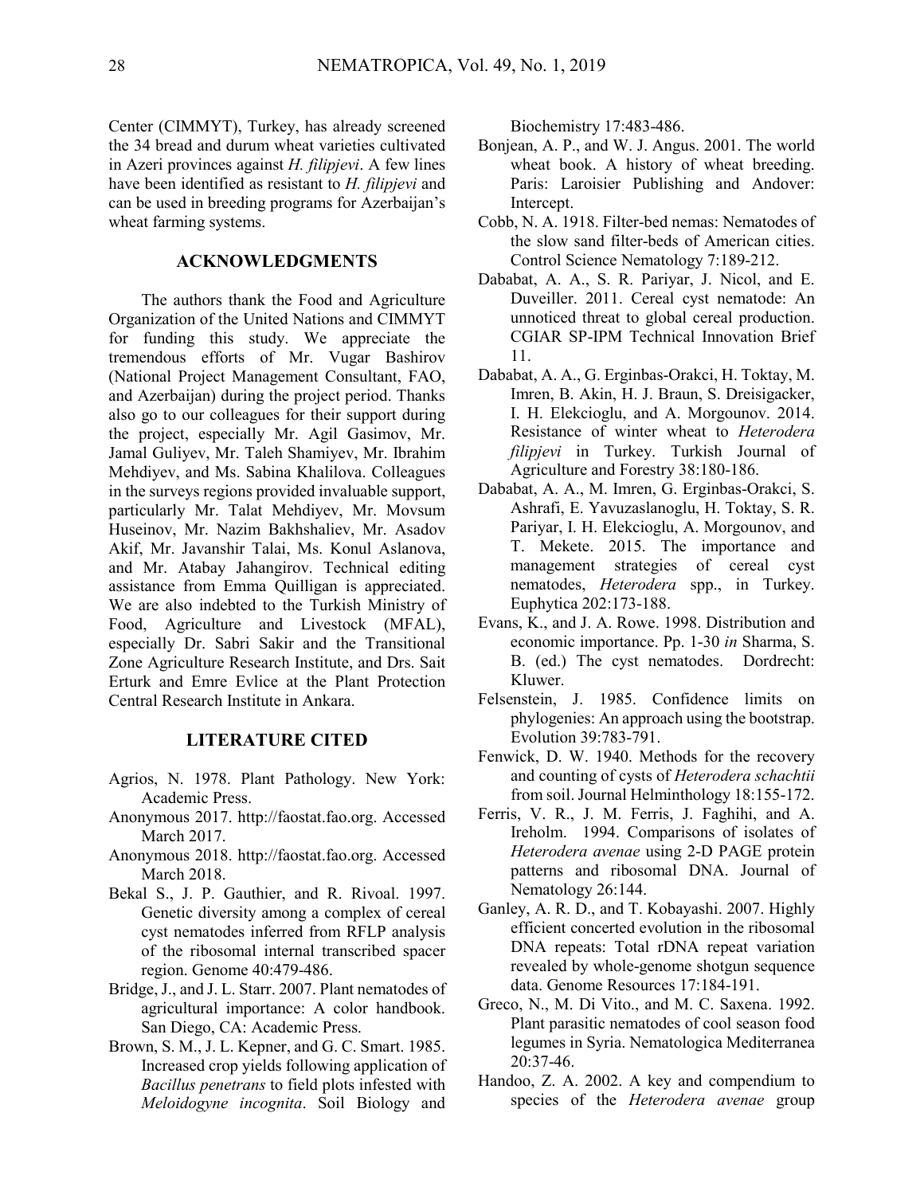Center (CIMMYT), Turkey, has already screened the 34 bread and durum wheat varieties cultivated in Azeri provinces against *H. filipjevi*. A few lines have been identified as resistant to *H. filipjevi* and can be used in breeding programs for Azerbaijan's wheat farming systems.

## ACKNOWLEDGMENTS

The authors thank the Food and Agriculture Organization of the United Nations and CIMMYT for funding this study. We appreciate the tremendous efforts of Mr. Vugar Bashirov (National Project Management Consultant, FAO, and Azerbaijan) during the project period. Thanks also go to our colleagues for their support during the project, especially Mr. Agil Gasimov, Mr. Jamal Guliyev, Mr. Taleh Shamiyev, Mr. Ibrahim Mehdiyev, and Ms. Sabina Khalilova. Colleagues in the surveys regions provided invaluable support, particularly Mr. Talat Mehdiyev, Mr. Movsum Huseinov, Mr. Nazim Bakhshaliev, Mr. Asadov Akif, Mr. Javanshir Talai, Ms. Konul Aslanova, and Mr. Atabay Jahangirov. Technical editing assistance from Emma Quilligan is appreciated. We are also indebted to the Turkish Ministry of Food, Agriculture and Livestock (MFAL), especially Dr. Sabri Sakir and the Transitional Zone Agriculture Research Institute, and Drs. Sait Erturk and Emre Evlice at the Plant Protection Central Research Institute in Ankara.

## LITERATURE CITED

Agrios, N. 1978. Plant Pathology. New York: Academic Press.

Anonymous 2017. http://faostat.fao.org. Accessed March 2017.

Anonymous 2018. http://faostat.fao.org. Accessed March 2018.

Bekal S., J. P. Gauthier, and R. Rivoal. 1997. Genetic diversity among a complex of cereal cyst nematodes inferred from RFLP analysis of the ribosomal internal transcribed spacer region. Genome 40:479-486.

Bridge, J., and J. L. Starr. 2007. Plant nematodes of agricultural importance: A color handbook. San Diego, CA: Academic Press.

Brown, S. M., J. L. Kepner, and G. C. Smart. 1985. Increased crop yields following application of *Bacillus penetrans* to field plots infested with *Meloidogyne incognita*. Soil Biology and Biochemistry 17:483-486.

Bonjean, A. P., and W. J. Angus. 2001. The world wheat book. A history of wheat breeding. Paris: Laroisier Publishing and Andover: Intercept.

Cobb, N. A. 1918. Filter-bed nemas: Nematodes of the slow sand filter-beds of American cities. Control Science Nematology 7:189-212.

Dababat, A. A., S. R. Pariyar, J. Nicol, and E. Duveiller. 2011. Cereal cyst nematode: An unnoticed threat to global cereal production. CGIAR SP-IPM Technical Innovation Brief 11.

Dababat, A. A., G. Erginbas-Orakci, H. Toktay, M. Imren, B. Akin, H. J. Braun, S. Dreisigacker, I. H. Elekcioglu, and A. Morgounov. 2014. Resistance of winter wheat to *Heterodera filipjevi* in Turkey. Turkish Journal of Agriculture and Forestry 38:180-186.

Dababat, A. A., M. Imren, G. Erginbas-Orakci, S. Ashrafi, E. Yavuzaslanoglu, H. Toktay, S. R. Pariyar, I. H. Elekcioglu, A. Morgounov, and T. Mekete. 2015. The importance and management strategies of cereal cyst nematodes, *Heterodera* spp., in Turkey. Euphytica 202:173-188.

Evans, K., and J. A. Rowe. 1998. Distribution and economic importance. Pp. 1-30 *in* Sharma, S. B. (ed.) The cyst nematodes. Dordrecht: Kluwer.

Felsenstein, J. 1985. Confidence limits on phylogenies: An approach using the bootstrap. Evolution 39:783-791.

Fenwick, D. W. 1940. Methods for the recovery and counting of cysts of *Heterodera schachtii* from soil. Journal Helminthology 18:155-172.

Ferris, V. R., J. M. Ferris, J. Faghihi, and A. Ireholm. 1994. Comparisons of isolates of *Heterodera avenae* using 2-D PAGE protein patterns and ribosomal DNA. Journal of Nematology 26:144.

Ganley, A. R. D., and T. Kobayashi. 2007. Highly efficient concerted evolution in the ribosomal DNA repeats: Total rDNA repeat variation revealed by whole-genome shotgun sequence data. Genome Resources 17:184-191.

Greco, N., M. Di Vito., and M. C. Saxena. 1992. Plant parasitic nematodes of cool season food legumes in Syria. Nematologica Mediterranea 20:37-46.

Handoo, Z. A. 2002. A key and compendium to species of the *Heterodera avenae* group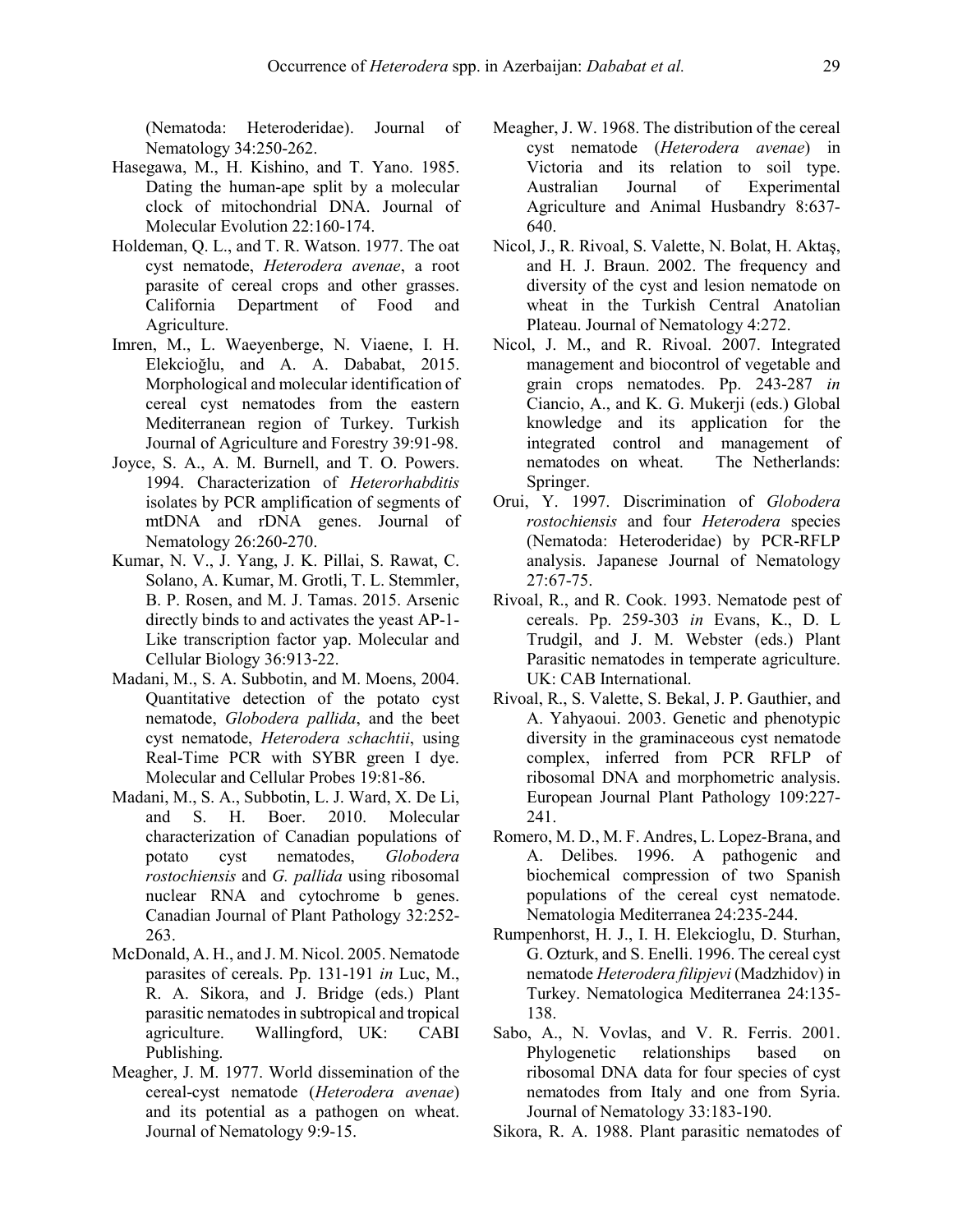(Nematoda: Heteroderidae). Journal of Nematology 34:250-262.

Hasegawa, M., H. Kishino, and T. Yano. 1985. Dating the human-ape split by a molecular clock of mitochondrial DNA. Journal of Molecular Evolution 22:160-174.

Holdeman, Q. L., and T. R. Watson. 1977. The oat cyst nematode, *Heterodera avenae*, a root parasite of cereal crops and other grasses. California Department of Food and Agriculture.

Imren, M., L. Waeyenberge, N. Viaene, I. H. Elekcioğlu, and A. A. Dababat, 2015. Morphological and molecular identification of cereal cyst nematodes from the eastern Mediterranean region of Turkey. Turkish Journal of Agriculture and Forestry 39:91-98.

Joyce, S. A., A. M. Burnell, and T. O. Powers. 1994. Characterization of *Heterorhabditis* isolates by PCR amplification of segments of mtDNA and rDNA genes. Journal of Nematology 26:260-270.

Kumar, N. V., J. Yang, J. K. Pillai, S. Rawat, C. Solano, A. Kumar, M. Grotli, T. L. Stemmler, B. P. Rosen, and M. J. Tamas. 2015. Arsenic directly binds to and activates the yeast AP-1-Like transcription factor yap. Molecular and Cellular Biology 36:913-22.

Madani, M., S. A. Subbotin, and M. Moens, 2004. Quantitative detection of the potato cyst nematode, *Globodera pallida*, and the beet cyst nematode, *Heterodera schachtii*, using Real-Time PCR with SYBR green I dye. Molecular and Cellular Probes 19:81-86.

Madani, M., S. A., Subbotin, L. J. Ward, X. De Li, and S. H. Boer. 2010. Molecular characterization of Canadian populations of potato cyst nematodes, *Globodera rostochiensis* and *G. pallida* using ribosomal nuclear RNA and cytochrome b genes. Canadian Journal of Plant Pathology 32:252-263.

McDonald, A. H., and J. M. Nicol. 2005. Nematode parasites of cereals. Pp. 131-191 *in* Luc, M., R. A. Sikora, and J. Bridge (eds.) Plant parasitic nematodes in subtropical and tropical agriculture. Wallingford, UK: CABI Publishing.

Meagher, J. M. 1977. World dissemination of the cereal-cyst nematode (*Heterodera avenae*) and its potential as a pathogen on wheat. Journal of Nematology 9:9-15.

Meagher, J. W. 1968. The distribution of the cereal cyst nematode (*Heterodera avenae*) in Victoria and its relation to soil type. Australian Journal of Experimental Agriculture and Animal Husbandry 8:637-640.

Nicol, J., R. Rivoal, S. Valette, N. Bolat, H. Aktaş, and H. J. Braun. 2002. The frequency and diversity of the cyst and lesion nematode on wheat in the Turkish Central Anatolian Plateau. Journal of Nematology 4:272.

Nicol, J. M., and R. Rivoal. 2007. Integrated management and biocontrol of vegetable and grain crops nematodes. Pp. 243-287 *in* Ciancio, A., and K. G. Mukerji (eds.) Global knowledge and its application for the integrated control and management of nematodes on wheat. The Netherlands: Springer.

Orui, Y. 1997. Discrimination of *Globodera rostochiensis* and four *Heterodera* species (Nematoda: Heteroderidae) by PCR-RFLP analysis. Japanese Journal of Nematology 27:67-75.

Rivoal, R., and R. Cook. 1993. Nematode pest of cereals. Pp. 259-303 *in* Evans, K., D. L Trudgil, and J. M. Webster (eds.) Plant Parasitic nematodes in temperate agriculture. UK: CAB International.

Rivoal, R., S. Valette, S. Bekal, J. P. Gauthier, and A. Yahyaoui. 2003. Genetic and phenotypic diversity in the graminaceous cyst nematode complex, inferred from PCR RFLP of ribosomal DNA and morphometric analysis. European Journal Plant Pathology 109:227-241.

Romero, M. D., M. F. Andres, L. Lopez-Brana, and A. Delibes. 1996. A pathogenic and biochemical compression of two Spanish populations of the cereal cyst nematode. Nematologia Mediterranea 24:235-244.

Rumpenhorst, H. J., I. H. Elekcioglu, D. Sturhan, G. Ozturk, and S. Enelli. 1996. The cereal cyst nematode *Heterodera filipjevi* (Madzhidov) in Turkey. Nematologica Mediterranea 24:135-138.

Sabo, A., N. Vovlas, and V. R. Ferris. 2001. Phylogenetic relationships based on ribosomal DNA data for four species of cyst nematodes from Italy and one from Syria. Journal of Nematology 33:183-190.

Sikora, R. A. 1988. Plant parasitic nematodes of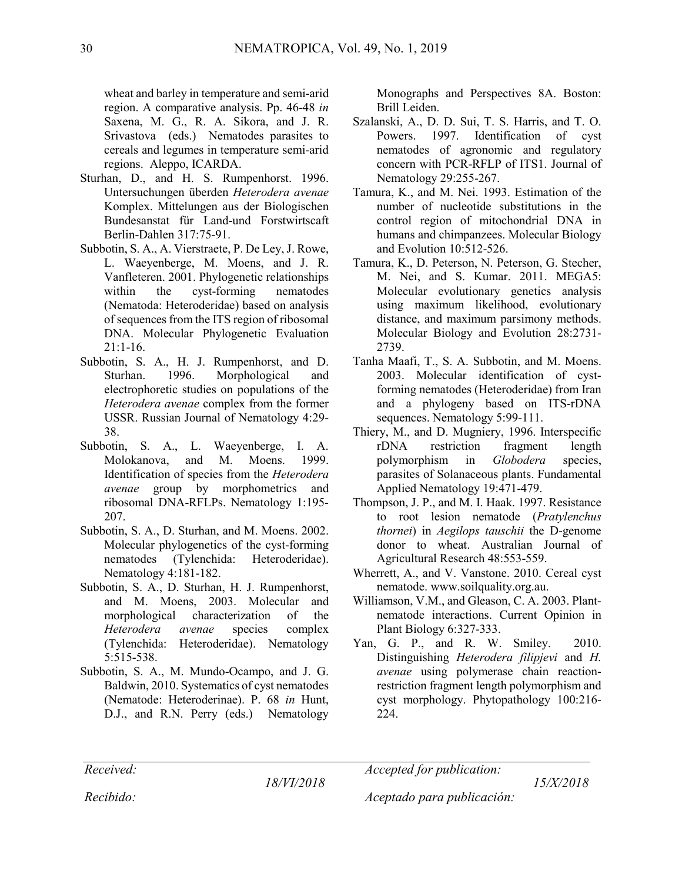wheat and barley in temperature and semi-arid region. A comparative analysis. Pp. 46-48 *in* Saxena, M. G., R. A. Sikora, and J. R. Srivastova (eds.) Nematodes parasites to cereals and legumes in temperature semi-arid regions. Aleppo, ICARDA.

Sturhan, D., and H. S. Rumpenhorst. 1996. Untersuchungen überden *Heterodera avenae* Komplex. Mittelungen aus der Biologischen Bundesanstat für Land-und Forstwirtscaft Berlin-Dahlen 317:75-91.

Subbotin, S. A., A. Vierstraete, P. De Ley, J. Rowe, L. Waeyenberge, M. Moens, and J. R. Vanfleteren. 2001. Phylogenetic relationships within the cyst-forming nematodes (Nematoda: Heteroderidae) based on analysis of sequences from the ITS region of ribosomal DNA. Molecular Phylogenetic Evaluation 21:1-16.

Subbotin, S. A., H. J. Rumpenhorst, and D. Sturhan. 1996. Morphological and electrophoretic studies on populations of the *Heterodera avenae* complex from the former USSR. Russian Journal of Nematology 4:29-38.

Subbotin, S. A., L. Waeyenberge, I. A. Molokanova, and M. Moens. 1999. Identification of species from the *Heterodera avenae* group by morphometrics and ribosomal DNA-RFLPs. Nematology 1:195-207.

Subbotin, S. A., D. Sturhan, and M. Moens. 2002. Molecular phylogenetics of the cyst-forming nematodes (Tylenchida: Heteroderidae). Nematology 4:181-182.

Subbotin, S. A., D. Sturhan, H. J. Rumpenhorst, and M. Moens, 2003. Molecular and morphological characterization of the *Heterodera avenae* species complex (Tylenchida: Heteroderidae). Nematology 5:515-538.

Subbotin, S. A., M. Mundo-Ocampo, and J. G. Baldwin, 2010. Systematics of cyst nematodes (Nematode: Heteroderinae). P. 68 *in* Hunt, D.J., and R.N. Perry (eds.) Nematology Monographs and Perspectives 8A. Boston: Brill Leiden.

Szalanski, A., D. D. Sui, T. S. Harris, and T. O. Powers. 1997. Identification of cyst nematodes of agronomic and regulatory concern with PCR-RFLP of ITS1. Journal of Nematology 29:255-267.

Tamura, K., and M. Nei. 1993. Estimation of the number of nucleotide substitutions in the control region of mitochondrial DNA in humans and chimpanzees. Molecular Biology and Evolution 10:512-526.

Tamura, K., D. Peterson, N. Peterson, G. Stecher, M. Nei, and S. Kumar. 2011. MEGA5: Molecular evolutionary genetics analysis using maximum likelihood, evolutionary distance, and maximum parsimony methods. Molecular Biology and Evolution 28:2731-2739.

Tanha Maafi, T., S. A. Subbotin, and M. Moens. 2003. Molecular identification of cyst-forming nematodes (Heteroderidae) from Iran and a phylogeny based on ITS-rDNA sequences. Nematology 5:99-111.

Thiery, M., and D. Mugniery, 1996. Interspecific rDNA restriction fragment length polymorphism in *Globodera* species, parasites of Solanaceous plants. Fundamental Applied Nematology 19:471-479.

Thompson, J. P., and M. I. Haak. 1997. Resistance to root lesion nematode (*Pratylenchus thornei*) in *Aegilops tauschii* the D-genome donor to wheat. Australian Journal of Agricultural Research 48:553-559.

Wherrett, A., and V. Vanstone. 2010. Cereal cyst nematode. www.soilquality.org.au.

Williamson, V.M., and Gleason, C. A. 2003. Plant-nematode interactions. Current Opinion in Plant Biology 6:327-333.

Yan, G. P., and R. W. Smiley. 2010. Distinguishing *Heterodera filipjevi* and *H. avenae* using polymerase chain reaction-restriction fragment length polymorphism and cyst morphology. Phytopathology 100:216-224.

---

*Received:* *18/VI/2018*
*Recibido:*

*Accepted for publication:* *15/X/2018*
*Aceptado para publicación:*